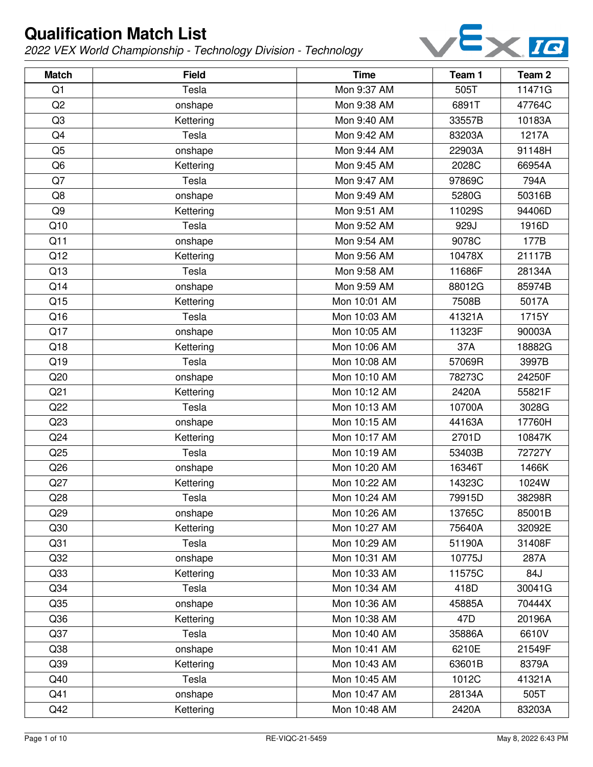# Qualification Match List

*2022 VEX World Championship - Technology Division - Technology*

| Match | Field | Time | Team 1 | Team 2 |
|---|---|---|---|---|
| Q1 | Tesla | Mon 9:37 AM | 505T | 11471G |
| Q2 | onshape | Mon 9:38 AM | 6891T | 47764C |
| Q3 | Kettering | Mon 9:40 AM | 33557B | 10183A |
| Q4 | Tesla | Mon 9:42 AM | 83203A | 1217A |
| Q5 | onshape | Mon 9:44 AM | 22903A | 91148H |
| Q6 | Kettering | Mon 9:45 AM | 2028C | 66954A |
| Q7 | Tesla | Mon 9:47 AM | 97869C | 794A |
| Q8 | onshape | Mon 9:49 AM | 5280G | 50316B |
| Q9 | Kettering | Mon 9:51 AM | 11029S | 94406D |
| Q10 | Tesla | Mon 9:52 AM | 929J | 1916D |
| Q11 | onshape | Mon 9:54 AM | 9078C | 177B |
| Q12 | Kettering | Mon 9:56 AM | 10478X | 21117B |
| Q13 | Tesla | Mon 9:58 AM | 11686F | 28134A |
| Q14 | onshape | Mon 9:59 AM | 88012G | 85974B |
| Q15 | Kettering | Mon 10:01 AM | 7508B | 5017A |
| Q16 | Tesla | Mon 10:03 AM | 41321A | 1715Y |
| Q17 | onshape | Mon 10:05 AM | 11323F | 90003A |
| Q18 | Kettering | Mon 10:06 AM | 37A | 18882G |
| Q19 | Tesla | Mon 10:08 AM | 57069R | 3997B |
| Q20 | onshape | Mon 10:10 AM | 78273C | 24250F |
| Q21 | Kettering | Mon 10:12 AM | 2420A | 55821F |
| Q22 | Tesla | Mon 10:13 AM | 10700A | 3028G |
| Q23 | onshape | Mon 10:15 AM | 44163A | 17760H |
| Q24 | Kettering | Mon 10:17 AM | 2701D | 10847K |
| Q25 | Tesla | Mon 10:19 AM | 53403B | 72727Y |
| Q26 | onshape | Mon 10:20 AM | 16346T | 1466K |
| Q27 | Kettering | Mon 10:22 AM | 14323C | 1024W |
| Q28 | Tesla | Mon 10:24 AM | 79915D | 38298R |
| Q29 | onshape | Mon 10:26 AM | 13765C | 85001B |
| Q30 | Kettering | Mon 10:27 AM | 75640A | 32092E |
| Q31 | Tesla | Mon 10:29 AM | 51190A | 31408F |
| Q32 | onshape | Mon 10:31 AM | 10775J | 287A |
| Q33 | Kettering | Mon 10:33 AM | 11575C | 84J |
| Q34 | Tesla | Mon 10:34 AM | 418D | 30041G |
| Q35 | onshape | Mon 10:36 AM | 45885A | 70444X |
| Q36 | Kettering | Mon 10:38 AM | 47D | 20196A |
| Q37 | Tesla | Mon 10:40 AM | 35886A | 6610V |
| Q38 | onshape | Mon 10:41 AM | 6210E | 21549F |
| Q39 | Kettering | Mon 10:43 AM | 63601B | 8379A |
| Q40 | Tesla | Mon 10:45 AM | 1012C | 41321A |
| Q41 | onshape | Mon 10:47 AM | 28134A | 505T |
| Q42 | Kettering | Mon 10:48 AM | 2420A | 83203A |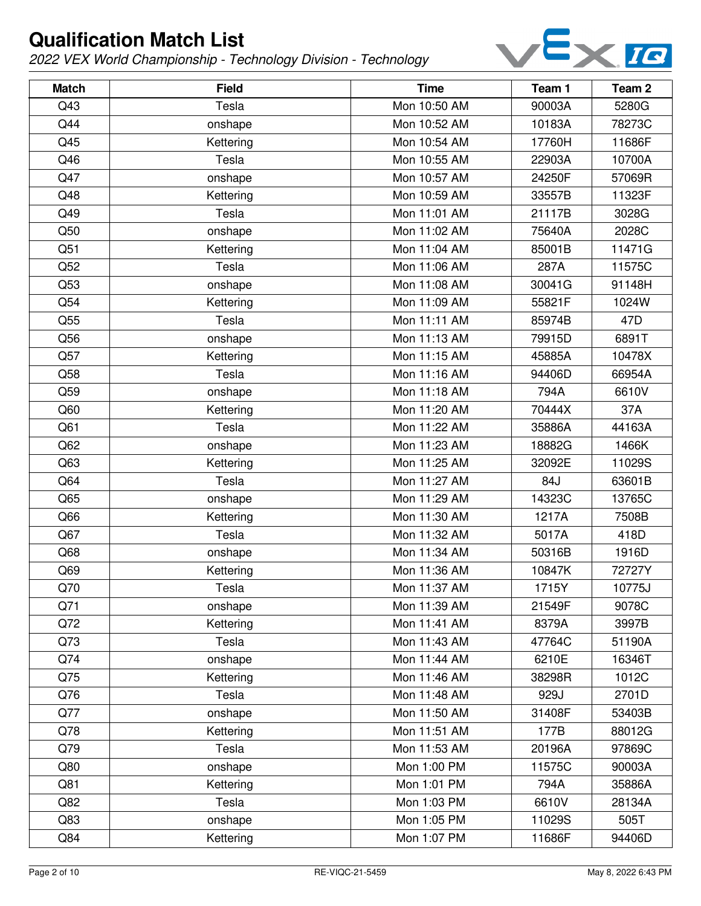# Qualification Match List

*2022 VEX World Championship - Technology Division - Technology*

| Match | Field | Time | Team 1 | Team 2 |
|---|---|---|---|---|
| Q43 | Tesla | Mon 10:50 AM | 90003A | 5280G |
| Q44 | onshape | Mon 10:52 AM | 10183A | 78273C |
| Q45 | Kettering | Mon 10:54 AM | 17760H | 11686F |
| Q46 | Tesla | Mon 10:55 AM | 22903A | 10700A |
| Q47 | onshape | Mon 10:57 AM | 24250F | 57069R |
| Q48 | Kettering | Mon 10:59 AM | 33557B | 11323F |
| Q49 | Tesla | Mon 11:01 AM | 21117B | 3028G |
| Q50 | onshape | Mon 11:02 AM | 75640A | 2028C |
| Q51 | Kettering | Mon 11:04 AM | 85001B | 11471G |
| Q52 | Tesla | Mon 11:06 AM | 287A | 11575C |
| Q53 | onshape | Mon 11:08 AM | 30041G | 91148H |
| Q54 | Kettering | Mon 11:09 AM | 55821F | 1024W |
| Q55 | Tesla | Mon 11:11 AM | 85974B | 47D |
| Q56 | onshape | Mon 11:13 AM | 79915D | 6891T |
| Q57 | Kettering | Mon 11:15 AM | 45885A | 10478X |
| Q58 | Tesla | Mon 11:16 AM | 94406D | 66954A |
| Q59 | onshape | Mon 11:18 AM | 794A | 6610V |
| Q60 | Kettering | Mon 11:20 AM | 70444X | 37A |
| Q61 | Tesla | Mon 11:22 AM | 35886A | 44163A |
| Q62 | onshape | Mon 11:23 AM | 18882G | 1466K |
| Q63 | Kettering | Mon 11:25 AM | 32092E | 11029S |
| Q64 | Tesla | Mon 11:27 AM | 84J | 63601B |
| Q65 | onshape | Mon 11:29 AM | 14323C | 13765C |
| Q66 | Kettering | Mon 11:30 AM | 1217A | 7508B |
| Q67 | Tesla | Mon 11:32 AM | 5017A | 418D |
| Q68 | onshape | Mon 11:34 AM | 50316B | 1916D |
| Q69 | Kettering | Mon 11:36 AM | 10847K | 72727Y |
| Q70 | Tesla | Mon 11:37 AM | 1715Y | 10775J |
| Q71 | onshape | Mon 11:39 AM | 21549F | 9078C |
| Q72 | Kettering | Mon 11:41 AM | 8379A | 3997B |
| Q73 | Tesla | Mon 11:43 AM | 47764C | 51190A |
| Q74 | onshape | Mon 11:44 AM | 6210E | 16346T |
| Q75 | Kettering | Mon 11:46 AM | 38298R | 1012C |
| Q76 | Tesla | Mon 11:48 AM | 929J | 2701D |
| Q77 | onshape | Mon 11:50 AM | 31408F | 53403B |
| Q78 | Kettering | Mon 11:51 AM | 177B | 88012G |
| Q79 | Tesla | Mon 11:53 AM | 20196A | 97869C |
| Q80 | onshape | Mon 1:00 PM | 11575C | 90003A |
| Q81 | Kettering | Mon 1:01 PM | 794A | 35886A |
| Q82 | Tesla | Mon 1:03 PM | 6610V | 28134A |
| Q83 | onshape | Mon 1:05 PM | 11029S | 505T |
| Q84 | Kettering | Mon 1:07 PM | 11686F | 94406D |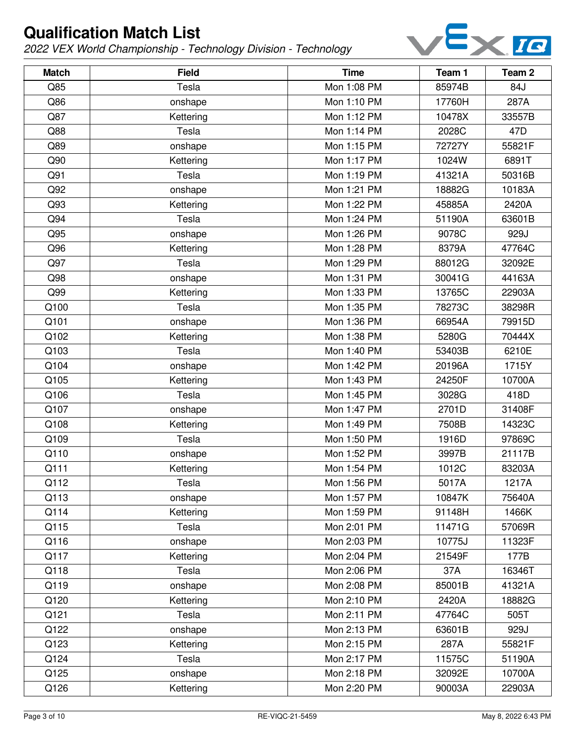# Qualification Match List

*2022 VEX World Championship - Technology Division - Technology*

| Match | Field | Time | Team 1 | Team 2 |
|---|---|---|---|---|
| Q85 | Tesla | Mon 1:08 PM | 85974B | 84J |
| Q86 | onshape | Mon 1:10 PM | 17760H | 287A |
| Q87 | Kettering | Mon 1:12 PM | 10478X | 33557B |
| Q88 | Tesla | Mon 1:14 PM | 2028C | 47D |
| Q89 | onshape | Mon 1:15 PM | 72727Y | 55821F |
| Q90 | Kettering | Mon 1:17 PM | 1024W | 6891T |
| Q91 | Tesla | Mon 1:19 PM | 41321A | 50316B |
| Q92 | onshape | Mon 1:21 PM | 18882G | 10183A |
| Q93 | Kettering | Mon 1:22 PM | 45885A | 2420A |
| Q94 | Tesla | Mon 1:24 PM | 51190A | 63601B |
| Q95 | onshape | Mon 1:26 PM | 9078C | 929J |
| Q96 | Kettering | Mon 1:28 PM | 8379A | 47764C |
| Q97 | Tesla | Mon 1:29 PM | 88012G | 32092E |
| Q98 | onshape | Mon 1:31 PM | 30041G | 44163A |
| Q99 | Kettering | Mon 1:33 PM | 13765C | 22903A |
| Q100 | Tesla | Mon 1:35 PM | 78273C | 38298R |
| Q101 | onshape | Mon 1:36 PM | 66954A | 79915D |
| Q102 | Kettering | Mon 1:38 PM | 5280G | 70444X |
| Q103 | Tesla | Mon 1:40 PM | 53403B | 6210E |
| Q104 | onshape | Mon 1:42 PM | 20196A | 1715Y |
| Q105 | Kettering | Mon 1:43 PM | 24250F | 10700A |
| Q106 | Tesla | Mon 1:45 PM | 3028G | 418D |
| Q107 | onshape | Mon 1:47 PM | 2701D | 31408F |
| Q108 | Kettering | Mon 1:49 PM | 7508B | 14323C |
| Q109 | Tesla | Mon 1:50 PM | 1916D | 97869C |
| Q110 | onshape | Mon 1:52 PM | 3997B | 21117B |
| Q111 | Kettering | Mon 1:54 PM | 1012C | 83203A |
| Q112 | Tesla | Mon 1:56 PM | 5017A | 1217A |
| Q113 | onshape | Mon 1:57 PM | 10847K | 75640A |
| Q114 | Kettering | Mon 1:59 PM | 91148H | 1466K |
| Q115 | Tesla | Mon 2:01 PM | 11471G | 57069R |
| Q116 | onshape | Mon 2:03 PM | 10775J | 11323F |
| Q117 | Kettering | Mon 2:04 PM | 21549F | 177B |
| Q118 | Tesla | Mon 2:06 PM | 37A | 16346T |
| Q119 | onshape | Mon 2:08 PM | 85001B | 41321A |
| Q120 | Kettering | Mon 2:10 PM | 2420A | 18882G |
| Q121 | Tesla | Mon 2:11 PM | 47764C | 505T |
| Q122 | onshape | Mon 2:13 PM | 63601B | 929J |
| Q123 | Kettering | Mon 2:15 PM | 287A | 55821F |
| Q124 | Tesla | Mon 2:17 PM | 11575C | 51190A |
| Q125 | onshape | Mon 2:18 PM | 32092E | 10700A |
| Q126 | Kettering | Mon 2:20 PM | 90003A | 22903A |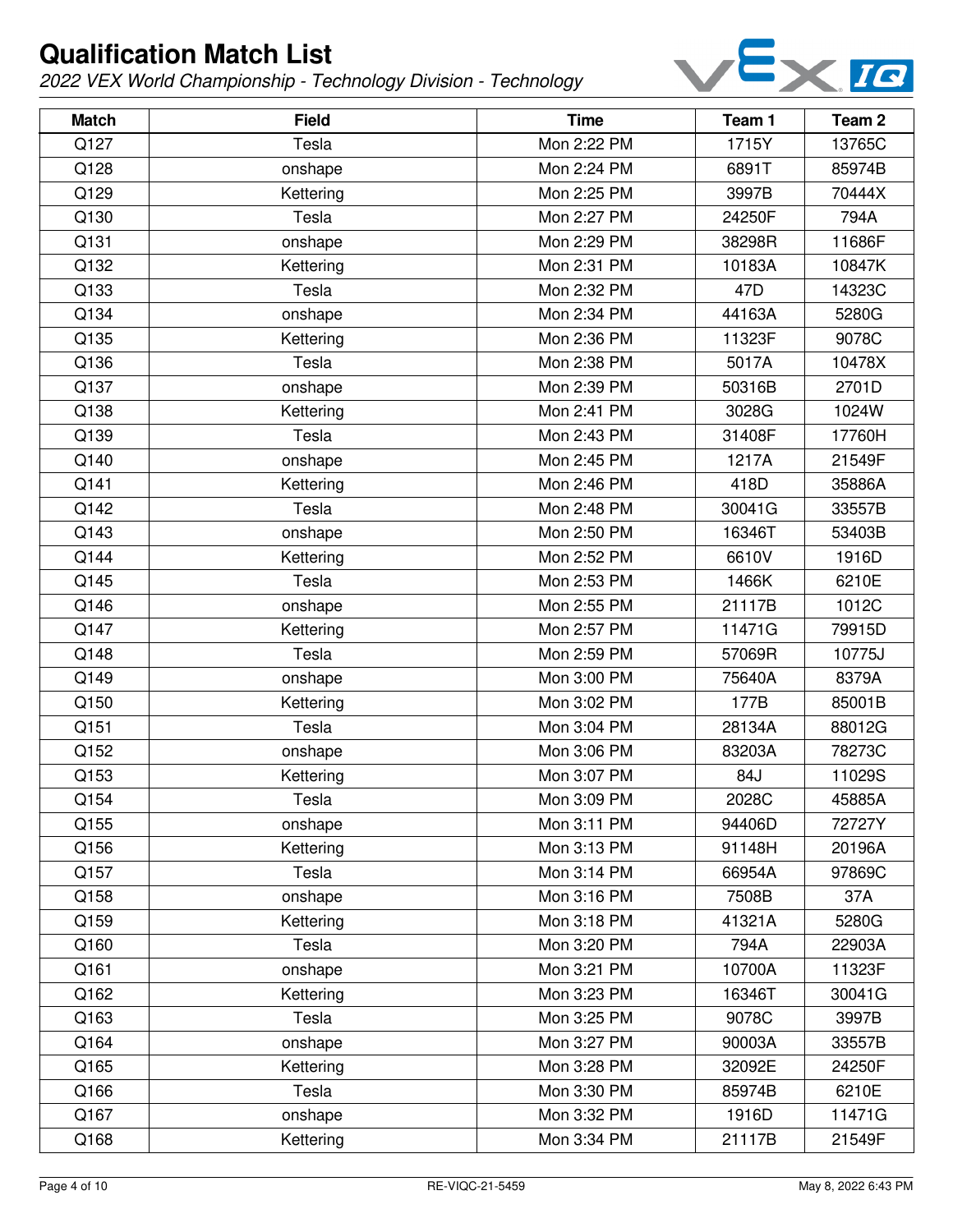# Qualification Match List

*2022 VEX World Championship - Technology Division - Technology*

| Match | Field | Time | Team 1 | Team 2 |
|---|---|---|---|---|
| Q127 | Tesla | Mon 2:22 PM | 1715Y | 13765C |
| Q128 | onshape | Mon 2:24 PM | 6891T | 85974B |
| Q129 | Kettering | Mon 2:25 PM | 3997B | 70444X |
| Q130 | Tesla | Mon 2:27 PM | 24250F | 794A |
| Q131 | onshape | Mon 2:29 PM | 38298R | 11686F |
| Q132 | Kettering | Mon 2:31 PM | 10183A | 10847K |
| Q133 | Tesla | Mon 2:32 PM | 47D | 14323C |
| Q134 | onshape | Mon 2:34 PM | 44163A | 5280G |
| Q135 | Kettering | Mon 2:36 PM | 11323F | 9078C |
| Q136 | Tesla | Mon 2:38 PM | 5017A | 10478X |
| Q137 | onshape | Mon 2:39 PM | 50316B | 2701D |
| Q138 | Kettering | Mon 2:41 PM | 3028G | 1024W |
| Q139 | Tesla | Mon 2:43 PM | 31408F | 17760H |
| Q140 | onshape | Mon 2:45 PM | 1217A | 21549F |
| Q141 | Kettering | Mon 2:46 PM | 418D | 35886A |
| Q142 | Tesla | Mon 2:48 PM | 30041G | 33557B |
| Q143 | onshape | Mon 2:50 PM | 16346T | 53403B |
| Q144 | Kettering | Mon 2:52 PM | 6610V | 1916D |
| Q145 | Tesla | Mon 2:53 PM | 1466K | 6210E |
| Q146 | onshape | Mon 2:55 PM | 21117B | 1012C |
| Q147 | Kettering | Mon 2:57 PM | 11471G | 79915D |
| Q148 | Tesla | Mon 2:59 PM | 57069R | 10775J |
| Q149 | onshape | Mon 3:00 PM | 75640A | 8379A |
| Q150 | Kettering | Mon 3:02 PM | 177B | 85001B |
| Q151 | Tesla | Mon 3:04 PM | 28134A | 88012G |
| Q152 | onshape | Mon 3:06 PM | 83203A | 78273C |
| Q153 | Kettering | Mon 3:07 PM | 84J | 11029S |
| Q154 | Tesla | Mon 3:09 PM | 2028C | 45885A |
| Q155 | onshape | Mon 3:11 PM | 94406D | 72727Y |
| Q156 | Kettering | Mon 3:13 PM | 91148H | 20196A |
| Q157 | Tesla | Mon 3:14 PM | 66954A | 97869C |
| Q158 | onshape | Mon 3:16 PM | 7508B | 37A |
| Q159 | Kettering | Mon 3:18 PM | 41321A | 5280G |
| Q160 | Tesla | Mon 3:20 PM | 794A | 22903A |
| Q161 | onshape | Mon 3:21 PM | 10700A | 11323F |
| Q162 | Kettering | Mon 3:23 PM | 16346T | 30041G |
| Q163 | Tesla | Mon 3:25 PM | 9078C | 3997B |
| Q164 | onshape | Mon 3:27 PM | 90003A | 33557B |
| Q165 | Kettering | Mon 3:28 PM | 32092E | 24250F |
| Q166 | Tesla | Mon 3:30 PM | 85974B | 6210E |
| Q167 | onshape | Mon 3:32 PM | 1916D | 11471G |
| Q168 | Kettering | Mon 3:34 PM | 21117B | 21549F |

RE-VIQC-21-5459

May 8, 2022 6:43 PM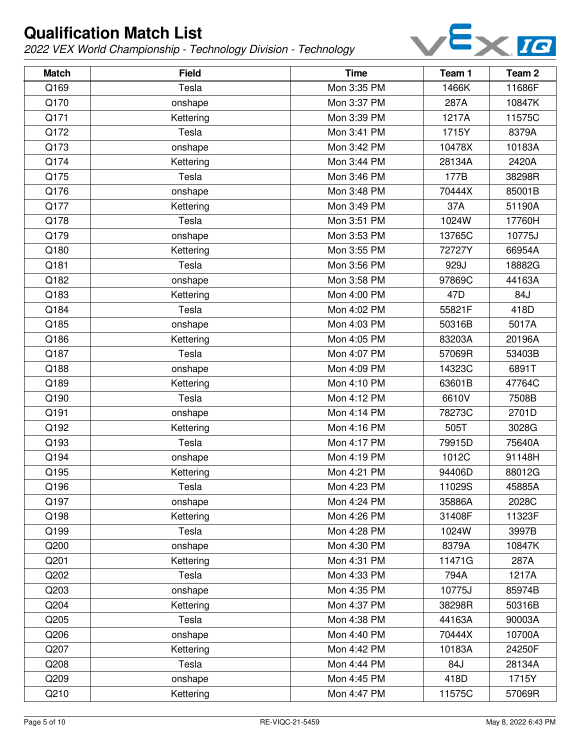# Qualification Match List

*2022 VEX World Championship - Technology Division - Technology*

| Match | Field | Time | Team 1 | Team 2 |
|---|---|---|---|---|
| Q169 | Tesla | Mon 3:35 PM | 1466K | 11686F |
| Q170 | onshape | Mon 3:37 PM | 287A | 10847K |
| Q171 | Kettering | Mon 3:39 PM | 1217A | 11575C |
| Q172 | Tesla | Mon 3:41 PM | 1715Y | 8379A |
| Q173 | onshape | Mon 3:42 PM | 10478X | 10183A |
| Q174 | Kettering | Mon 3:44 PM | 28134A | 2420A |
| Q175 | Tesla | Mon 3:46 PM | 177B | 38298R |
| Q176 | onshape | Mon 3:48 PM | 70444X | 85001B |
| Q177 | Kettering | Mon 3:49 PM | 37A | 51190A |
| Q178 | Tesla | Mon 3:51 PM | 1024W | 17760H |
| Q179 | onshape | Mon 3:53 PM | 13765C | 10775J |
| Q180 | Kettering | Mon 3:55 PM | 72727Y | 66954A |
| Q181 | Tesla | Mon 3:56 PM | 929J | 18882G |
| Q182 | onshape | Mon 3:58 PM | 97869C | 44163A |
| Q183 | Kettering | Mon 4:00 PM | 47D | 84J |
| Q184 | Tesla | Mon 4:02 PM | 55821F | 418D |
| Q185 | onshape | Mon 4:03 PM | 50316B | 5017A |
| Q186 | Kettering | Mon 4:05 PM | 83203A | 20196A |
| Q187 | Tesla | Mon 4:07 PM | 57069R | 53403B |
| Q188 | onshape | Mon 4:09 PM | 14323C | 6891T |
| Q189 | Kettering | Mon 4:10 PM | 63601B | 47764C |
| Q190 | Tesla | Mon 4:12 PM | 6610V | 7508B |
| Q191 | onshape | Mon 4:14 PM | 78273C | 2701D |
| Q192 | Kettering | Mon 4:16 PM | 505T | 3028G |
| Q193 | Tesla | Mon 4:17 PM | 79915D | 75640A |
| Q194 | onshape | Mon 4:19 PM | 1012C | 91148H |
| Q195 | Kettering | Mon 4:21 PM | 94406D | 88012G |
| Q196 | Tesla | Mon 4:23 PM | 11029S | 45885A |
| Q197 | onshape | Mon 4:24 PM | 35886A | 2028C |
| Q198 | Kettering | Mon 4:26 PM | 31408F | 11323F |
| Q199 | Tesla | Mon 4:28 PM | 1024W | 3997B |
| Q200 | onshape | Mon 4:30 PM | 8379A | 10847K |
| Q201 | Kettering | Mon 4:31 PM | 11471G | 287A |
| Q202 | Tesla | Mon 4:33 PM | 794A | 1217A |
| Q203 | onshape | Mon 4:35 PM | 10775J | 85974B |
| Q204 | Kettering | Mon 4:37 PM | 38298R | 50316B |
| Q205 | Tesla | Mon 4:38 PM | 44163A | 90003A |
| Q206 | onshape | Mon 4:40 PM | 70444X | 10700A |
| Q207 | Kettering | Mon 4:42 PM | 10183A | 24250F |
| Q208 | Tesla | Mon 4:44 PM | 84J | 28134A |
| Q209 | onshape | Mon 4:45 PM | 418D | 1715Y |
| Q210 | Kettering | Mon 4:47 PM | 11575C | 57069R |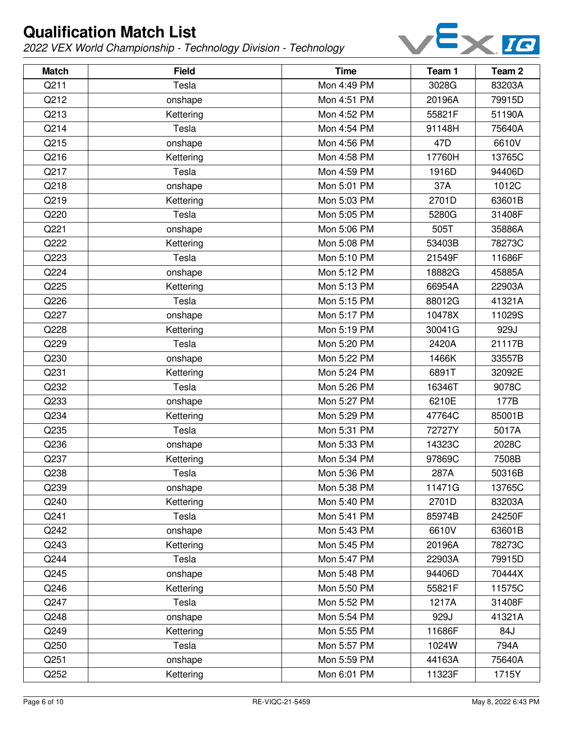# Qualification Match List

*2022 VEX World Championship - Technology Division - Technology*

| Match | Field | Time | Team 1 | Team 2 |
|---|---|---|---|---|
| Q211 | Tesla | Mon 4:49 PM | 3028G | 83203A |
| Q212 | onshape | Mon 4:51 PM | 20196A | 79915D |
| Q213 | Kettering | Mon 4:52 PM | 55821F | 51190A |
| Q214 | Tesla | Mon 4:54 PM | 91148H | 75640A |
| Q215 | onshape | Mon 4:56 PM | 47D | 6610V |
| Q216 | Kettering | Mon 4:58 PM | 17760H | 13765C |
| Q217 | Tesla | Mon 4:59 PM | 1916D | 94406D |
| Q218 | onshape | Mon 5:01 PM | 37A | 1012C |
| Q219 | Kettering | Mon 5:03 PM | 2701D | 63601B |
| Q220 | Tesla | Mon 5:05 PM | 5280G | 31408F |
| Q221 | onshape | Mon 5:06 PM | 505T | 35886A |
| Q222 | Kettering | Mon 5:08 PM | 53403B | 78273C |
| Q223 | Tesla | Mon 5:10 PM | 21549F | 11686F |
| Q224 | onshape | Mon 5:12 PM | 18882G | 45885A |
| Q225 | Kettering | Mon 5:13 PM | 66954A | 22903A |
| Q226 | Tesla | Mon 5:15 PM | 88012G | 41321A |
| Q227 | onshape | Mon 5:17 PM | 10478X | 11029S |
| Q228 | Kettering | Mon 5:19 PM | 30041G | 929J |
| Q229 | Tesla | Mon 5:20 PM | 2420A | 21117B |
| Q230 | onshape | Mon 5:22 PM | 1466K | 33557B |
| Q231 | Kettering | Mon 5:24 PM | 6891T | 32092E |
| Q232 | Tesla | Mon 5:26 PM | 16346T | 9078C |
| Q233 | onshape | Mon 5:27 PM | 6210E | 177B |
| Q234 | Kettering | Mon 5:29 PM | 47764C | 85001B |
| Q235 | Tesla | Mon 5:31 PM | 72727Y | 5017A |
| Q236 | onshape | Mon 5:33 PM | 14323C | 2028C |
| Q237 | Kettering | Mon 5:34 PM | 97869C | 7508B |
| Q238 | Tesla | Mon 5:36 PM | 287A | 50316B |
| Q239 | onshape | Mon 5:38 PM | 11471G | 13765C |
| Q240 | Kettering | Mon 5:40 PM | 2701D | 83203A |
| Q241 | Tesla | Mon 5:41 PM | 85974B | 24250F |
| Q242 | onshape | Mon 5:43 PM | 6610V | 63601B |
| Q243 | Kettering | Mon 5:45 PM | 20196A | 78273C |
| Q244 | Tesla | Mon 5:47 PM | 22903A | 79915D |
| Q245 | onshape | Mon 5:48 PM | 94406D | 70444X |
| Q246 | Kettering | Mon 5:50 PM | 55821F | 11575C |
| Q247 | Tesla | Mon 5:52 PM | 1217A | 31408F |
| Q248 | onshape | Mon 5:54 PM | 929J | 41321A |
| Q249 | Kettering | Mon 5:55 PM | 11686F | 84J |
| Q250 | Tesla | Mon 5:57 PM | 1024W | 794A |
| Q251 | onshape | Mon 5:59 PM | 44163A | 75640A |
| Q252 | Kettering | Mon 6:01 PM | 11323F | 1715Y |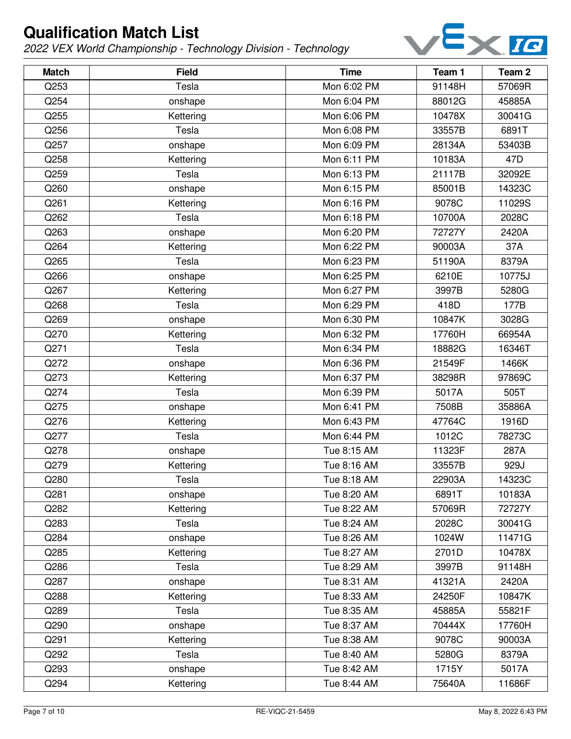# Qualification Match List

*2022 VEX World Championship - Technology Division - Technology*

| Match | Field | Time | Team 1 | Team 2 |
|---|---|---|---|---|
| Q253 | Tesla | Mon 6:02 PM | 91148H | 57069R |
| Q254 | onshape | Mon 6:04 PM | 88012G | 45885A |
| Q255 | Kettering | Mon 6:06 PM | 10478X | 30041G |
| Q256 | Tesla | Mon 6:08 PM | 33557B | 6891T |
| Q257 | onshape | Mon 6:09 PM | 28134A | 53403B |
| Q258 | Kettering | Mon 6:11 PM | 10183A | 47D |
| Q259 | Tesla | Mon 6:13 PM | 21117B | 32092E |
| Q260 | onshape | Mon 6:15 PM | 85001B | 14323C |
| Q261 | Kettering | Mon 6:16 PM | 9078C | 11029S |
| Q262 | Tesla | Mon 6:18 PM | 10700A | 2028C |
| Q263 | onshape | Mon 6:20 PM | 72727Y | 2420A |
| Q264 | Kettering | Mon 6:22 PM | 90003A | 37A |
| Q265 | Tesla | Mon 6:23 PM | 51190A | 8379A |
| Q266 | onshape | Mon 6:25 PM | 6210E | 10775J |
| Q267 | Kettering | Mon 6:27 PM | 3997B | 5280G |
| Q268 | Tesla | Mon 6:29 PM | 418D | 177B |
| Q269 | onshape | Mon 6:30 PM | 10847K | 3028G |
| Q270 | Kettering | Mon 6:32 PM | 17760H | 66954A |
| Q271 | Tesla | Mon 6:34 PM | 18882G | 16346T |
| Q272 | onshape | Mon 6:36 PM | 21549F | 1466K |
| Q273 | Kettering | Mon 6:37 PM | 38298R | 97869C |
| Q274 | Tesla | Mon 6:39 PM | 5017A | 505T |
| Q275 | onshape | Mon 6:41 PM | 7508B | 35886A |
| Q276 | Kettering | Mon 6:43 PM | 47764C | 1916D |
| Q277 | Tesla | Mon 6:44 PM | 1012C | 78273C |
| Q278 | onshape | Tue 8:15 AM | 11323F | 287A |
| Q279 | Kettering | Tue 8:16 AM | 33557B | 929J |
| Q280 | Tesla | Tue 8:18 AM | 22903A | 14323C |
| Q281 | onshape | Tue 8:20 AM | 6891T | 10183A |
| Q282 | Kettering | Tue 8:22 AM | 57069R | 72727Y |
| Q283 | Tesla | Tue 8:24 AM | 2028C | 30041G |
| Q284 | onshape | Tue 8:26 AM | 1024W | 11471G |
| Q285 | Kettering | Tue 8:27 AM | 2701D | 10478X |
| Q286 | Tesla | Tue 8:29 AM | 3997B | 91148H |
| Q287 | onshape | Tue 8:31 AM | 41321A | 2420A |
| Q288 | Kettering | Tue 8:33 AM | 24250F | 10847K |
| Q289 | Tesla | Tue 8:35 AM | 45885A | 55821F |
| Q290 | onshape | Tue 8:37 AM | 70444X | 17760H |
| Q291 | Kettering | Tue 8:38 AM | 9078C | 90003A |
| Q292 | Tesla | Tue 8:40 AM | 5280G | 8379A |
| Q293 | onshape | Tue 8:42 AM | 1715Y | 5017A |
| Q294 | Kettering | Tue 8:44 AM | 75640A | 11686F |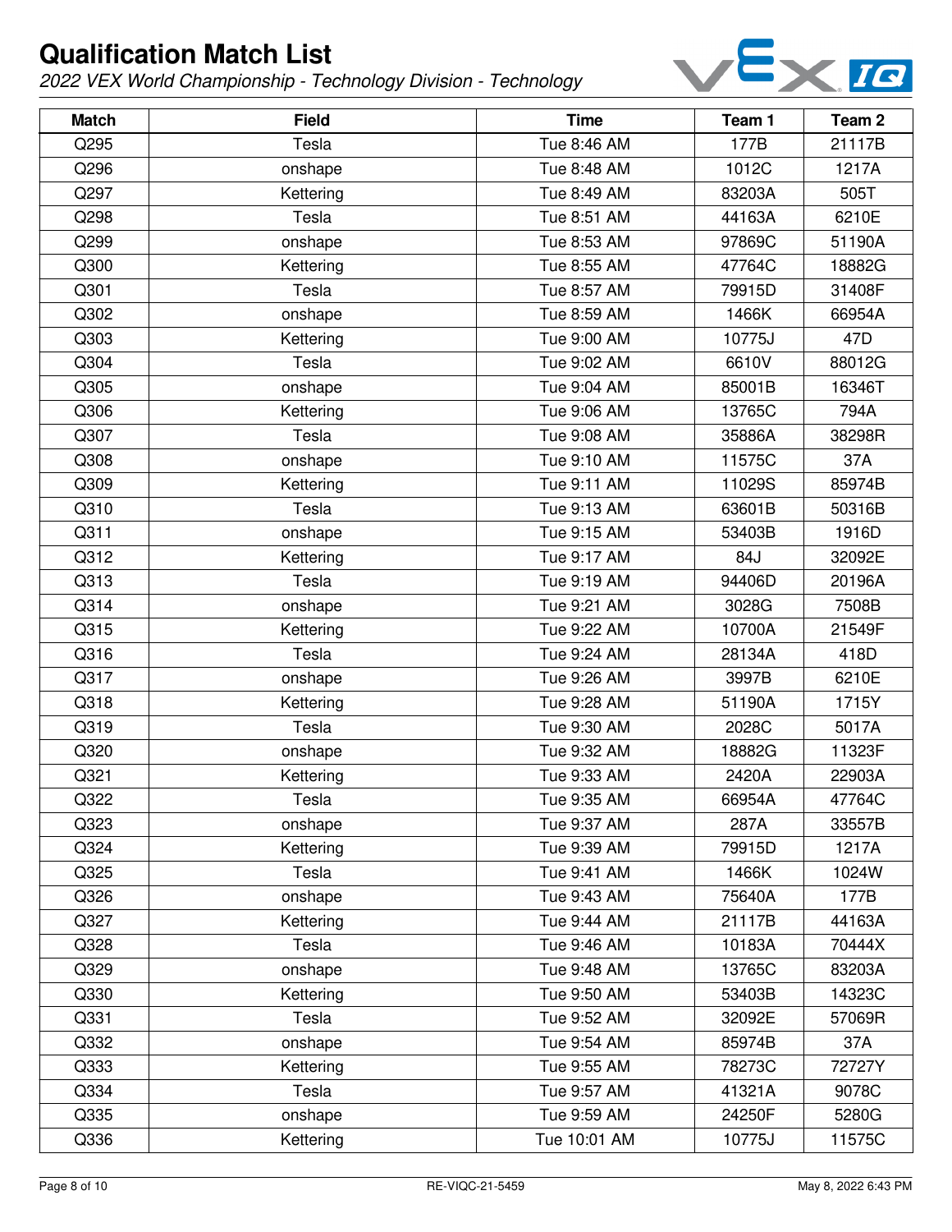# Qualification Match List

*2022 VEX World Championship - Technology Division - Technology*

| Match | Field | Time | Team 1 | Team 2 |
|---|---|---|---|---|
| Q295 | Tesla | Tue 8:46 AM | 177B | 21117B |
| Q296 | onshape | Tue 8:48 AM | 1012C | 1217A |
| Q297 | Kettering | Tue 8:49 AM | 83203A | 505T |
| Q298 | Tesla | Tue 8:51 AM | 44163A | 6210E |
| Q299 | onshape | Tue 8:53 AM | 97869C | 51190A |
| Q300 | Kettering | Tue 8:55 AM | 47764C | 18882G |
| Q301 | Tesla | Tue 8:57 AM | 79915D | 31408F |
| Q302 | onshape | Tue 8:59 AM | 1466K | 66954A |
| Q303 | Kettering | Tue 9:00 AM | 10775J | 47D |
| Q304 | Tesla | Tue 9:02 AM | 6610V | 88012G |
| Q305 | onshape | Tue 9:04 AM | 85001B | 16346T |
| Q306 | Kettering | Tue 9:06 AM | 13765C | 794A |
| Q307 | Tesla | Tue 9:08 AM | 35886A | 38298R |
| Q308 | onshape | Tue 9:10 AM | 11575C | 37A |
| Q309 | Kettering | Tue 9:11 AM | 11029S | 85974B |
| Q310 | Tesla | Tue 9:13 AM | 63601B | 50316B |
| Q311 | onshape | Tue 9:15 AM | 53403B | 1916D |
| Q312 | Kettering | Tue 9:17 AM | 84J | 32092E |
| Q313 | Tesla | Tue 9:19 AM | 94406D | 20196A |
| Q314 | onshape | Tue 9:21 AM | 3028G | 7508B |
| Q315 | Kettering | Tue 9:22 AM | 10700A | 21549F |
| Q316 | Tesla | Tue 9:24 AM | 28134A | 418D |
| Q317 | onshape | Tue 9:26 AM | 3997B | 6210E |
| Q318 | Kettering | Tue 9:28 AM | 51190A | 1715Y |
| Q319 | Tesla | Tue 9:30 AM | 2028C | 5017A |
| Q320 | onshape | Tue 9:32 AM | 18882G | 11323F |
| Q321 | Kettering | Tue 9:33 AM | 2420A | 22903A |
| Q322 | Tesla | Tue 9:35 AM | 66954A | 47764C |
| Q323 | onshape | Tue 9:37 AM | 287A | 33557B |
| Q324 | Kettering | Tue 9:39 AM | 79915D | 1217A |
| Q325 | Tesla | Tue 9:41 AM | 1466K | 1024W |
| Q326 | onshape | Tue 9:43 AM | 75640A | 177B |
| Q327 | Kettering | Tue 9:44 AM | 21117B | 44163A |
| Q328 | Tesla | Tue 9:46 AM | 10183A | 70444X |
| Q329 | onshape | Tue 9:48 AM | 13765C | 83203A |
| Q330 | Kettering | Tue 9:50 AM | 53403B | 14323C |
| Q331 | Tesla | Tue 9:52 AM | 32092E | 57069R |
| Q332 | onshape | Tue 9:54 AM | 85974B | 37A |
| Q333 | Kettering | Tue 9:55 AM | 78273C | 72727Y |
| Q334 | Tesla | Tue 9:57 AM | 41321A | 9078C |
| Q335 | onshape | Tue 9:59 AM | 24250F | 5280G |
| Q336 | Kettering | Tue 10:01 AM | 10775J | 11575C |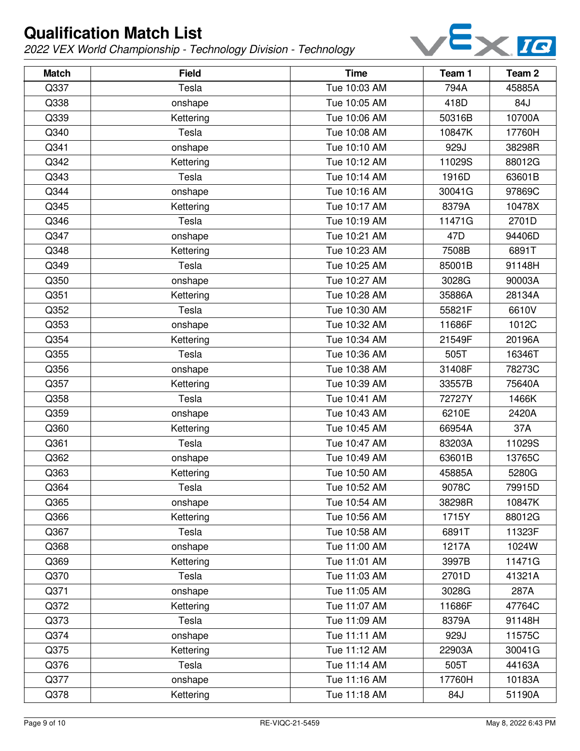# Qualification Match List

*2022 VEX World Championship - Technology Division - Technology*

| Match | Field | Time | Team 1 | Team 2 |
|---|---|---|---|---|
| Q337 | Tesla | Tue 10:03 AM | 794A | 45885A |
| Q338 | onshape | Tue 10:05 AM | 418D | 84J |
| Q339 | Kettering | Tue 10:06 AM | 50316B | 10700A |
| Q340 | Tesla | Tue 10:08 AM | 10847K | 17760H |
| Q341 | onshape | Tue 10:10 AM | 929J | 38298R |
| Q342 | Kettering | Tue 10:12 AM | 11029S | 88012G |
| Q343 | Tesla | Tue 10:14 AM | 1916D | 63601B |
| Q344 | onshape | Tue 10:16 AM | 30041G | 97869C |
| Q345 | Kettering | Tue 10:17 AM | 8379A | 10478X |
| Q346 | Tesla | Tue 10:19 AM | 11471G | 2701D |
| Q347 | onshape | Tue 10:21 AM | 47D | 94406D |
| Q348 | Kettering | Tue 10:23 AM | 7508B | 6891T |
| Q349 | Tesla | Tue 10:25 AM | 85001B | 91148H |
| Q350 | onshape | Tue 10:27 AM | 3028G | 90003A |
| Q351 | Kettering | Tue 10:28 AM | 35886A | 28134A |
| Q352 | Tesla | Tue 10:30 AM | 55821F | 6610V |
| Q353 | onshape | Tue 10:32 AM | 11686F | 1012C |
| Q354 | Kettering | Tue 10:34 AM | 21549F | 20196A |
| Q355 | Tesla | Tue 10:36 AM | 505T | 16346T |
| Q356 | onshape | Tue 10:38 AM | 31408F | 78273C |
| Q357 | Kettering | Tue 10:39 AM | 33557B | 75640A |
| Q358 | Tesla | Tue 10:41 AM | 72727Y | 1466K |
| Q359 | onshape | Tue 10:43 AM | 6210E | 2420A |
| Q360 | Kettering | Tue 10:45 AM | 66954A | 37A |
| Q361 | Tesla | Tue 10:47 AM | 83203A | 11029S |
| Q362 | onshape | Tue 10:49 AM | 63601B | 13765C |
| Q363 | Kettering | Tue 10:50 AM | 45885A | 5280G |
| Q364 | Tesla | Tue 10:52 AM | 9078C | 79915D |
| Q365 | onshape | Tue 10:54 AM | 38298R | 10847K |
| Q366 | Kettering | Tue 10:56 AM | 1715Y | 88012G |
| Q367 | Tesla | Tue 10:58 AM | 6891T | 11323F |
| Q368 | onshape | Tue 11:00 AM | 1217A | 1024W |
| Q369 | Kettering | Tue 11:01 AM | 3997B | 11471G |
| Q370 | Tesla | Tue 11:03 AM | 2701D | 41321A |
| Q371 | onshape | Tue 11:05 AM | 3028G | 287A |
| Q372 | Kettering | Tue 11:07 AM | 11686F | 47764C |
| Q373 | Tesla | Tue 11:09 AM | 8379A | 91148H |
| Q374 | onshape | Tue 11:11 AM | 929J | 11575C |
| Q375 | Kettering | Tue 11:12 AM | 22903A | 30041G |
| Q376 | Tesla | Tue 11:14 AM | 505T | 44163A |
| Q377 | onshape | Tue 11:16 AM | 17760H | 10183A |
| Q378 | Kettering | Tue 11:18 AM | 84J | 51190A |

RE-VIQC-21-5459

May 8, 2022 6:43 PM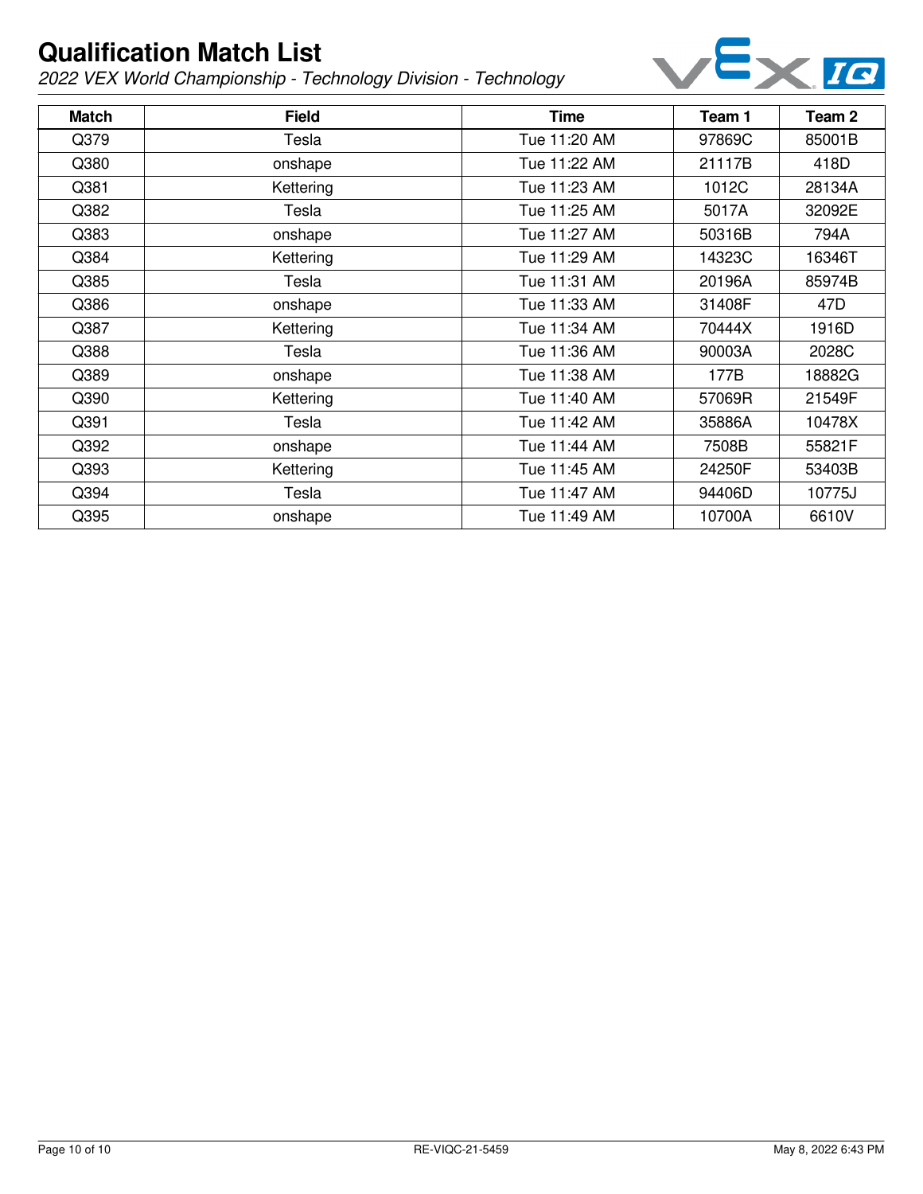# Qualification Match List

*2022 VEX World Championship - Technology Division - Technology*

| Match | Field | Time | Team 1 | Team 2 |
|---|---|---|---|---|
| Q379 | Tesla | Tue 11:20 AM | 97869C | 85001B |
| Q380 | onshape | Tue 11:22 AM | 21117B | 418D |
| Q381 | Kettering | Tue 11:23 AM | 1012C | 28134A |
| Q382 | Tesla | Tue 11:25 AM | 5017A | 32092E |
| Q383 | onshape | Tue 11:27 AM | 50316B | 794A |
| Q384 | Kettering | Tue 11:29 AM | 14323C | 16346T |
| Q385 | Tesla | Tue 11:31 AM | 20196A | 85974B |
| Q386 | onshape | Tue 11:33 AM | 31408F | 47D |
| Q387 | Kettering | Tue 11:34 AM | 70444X | 1916D |
| Q388 | Tesla | Tue 11:36 AM | 90003A | 2028C |
| Q389 | onshape | Tue 11:38 AM | 177B | 18882G |
| Q390 | Kettering | Tue 11:40 AM | 57069R | 21549F |
| Q391 | Tesla | Tue 11:42 AM | 35886A | 10478X |
| Q392 | onshape | Tue 11:44 AM | 7508B | 55821F |
| Q393 | Kettering | Tue 11:45 AM | 24250F | 53403B |
| Q394 | Tesla | Tue 11:47 AM | 94406D | 10775J |
| Q395 | onshape | Tue 11:49 AM | 10700A | 6610V |